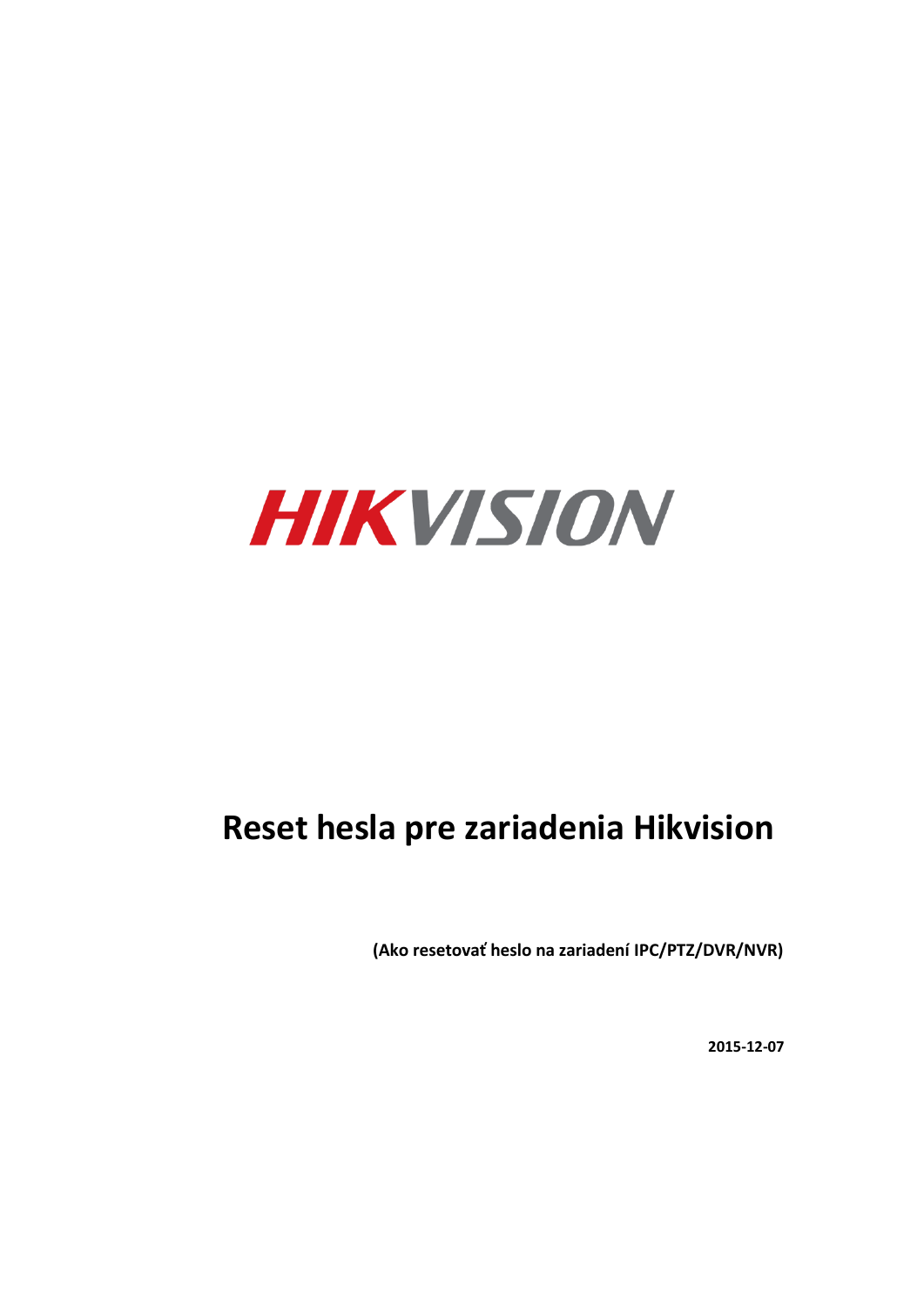HIKVISION

# Reset hesla pre zariadenia Hikvision

**(Ako resetovať heslo na zariadení IPC/PTZ/DVR/NVR)**

**2015-12-07**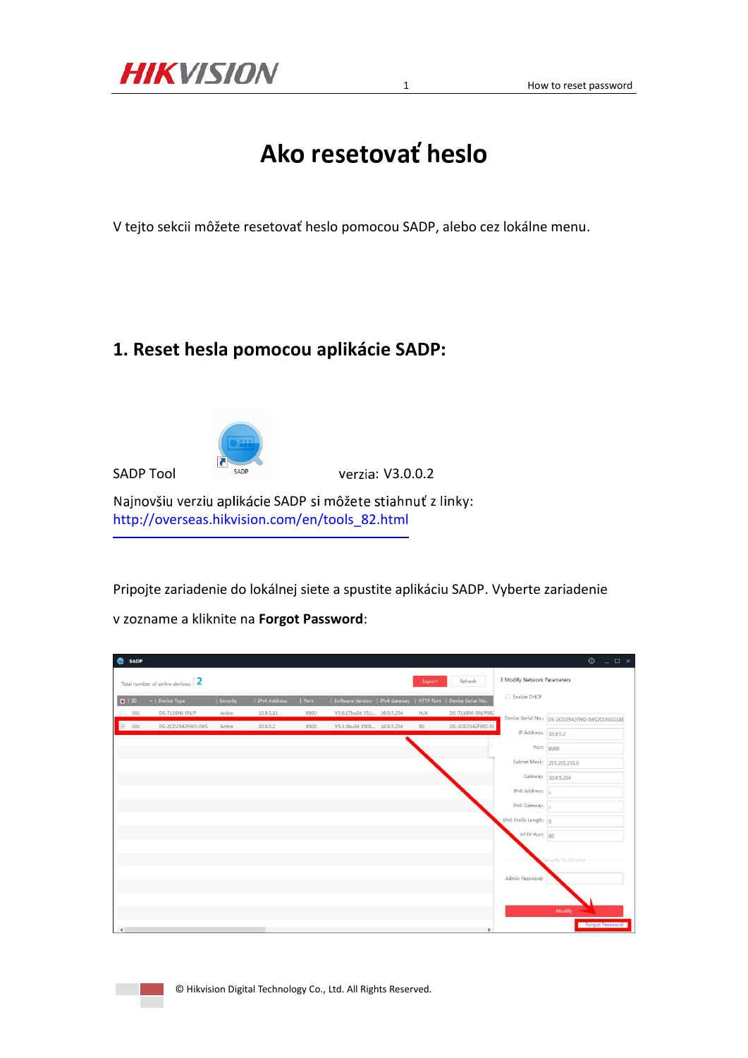# Ako resetovať heslo

V tejto sekcii môžete resetovať heslo pomocou SADP, alebo cez lokálne menu.

## 1. Reset hesla pomocou aplikácie SADP:

SADP Tool verzia: V3.0.0.2

Najnovšiu verziu aplikácie SADP si môžete stiahnuť z linky:
http://overseas.hikvision.com/en/tools_82.html

Pripojte zariadenie do lokálnej siete a spustite aplikáciu SADP. Vyberte zariadenie v zozname a kliknite na **Forgot Password**: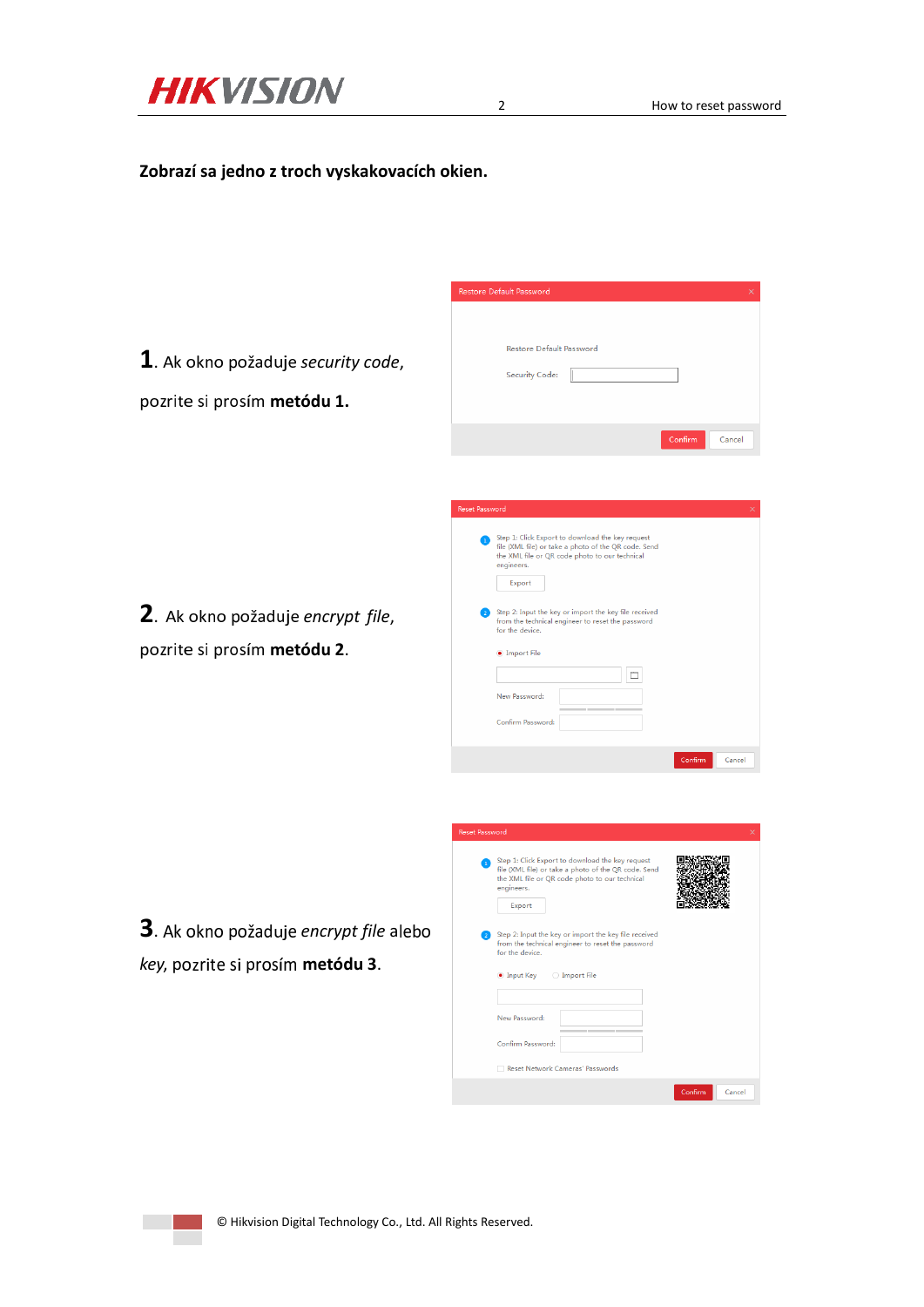**Zobrazí sa jedno z troch vyskakovacích okien.**

**1**. Ak okno požaduje *security code*, pozrite si prosím **metódu 1.**

Restore Default Password

Restore Default Password

Security Code:

Confirm Cancel

**2**. Ak okno požaduje *encrypt file*, pozrite si prosím **metódu 2**.

Reset Password

Step 1: Click Export to download the key request file (XML file) or take a photo of the QR code. Send the XML file or QR code photo to our technical engineers.

Export

Step 2: Input the key or import the key file received from the technical engineer to reset the password for the device.

Import File

New Password:

Confirm Password:

Confirm Cancel

**3**. Ak okno požaduje *encrypt file* alebo *key*, pozrite si prosím **metódu 3**.

Reset Password

Step 1: Click Export to download the key request file (XML file) or take a photo of the QR code. Send the XML file or QR code photo to our technical engineers.

Export

Step 2: Input the key or import the key file received from the technical engineer to reset the password for the device.

Input Key Import File

New Password:

Confirm Password:

Reset Network Cameras' Passwords

Confirm Cancel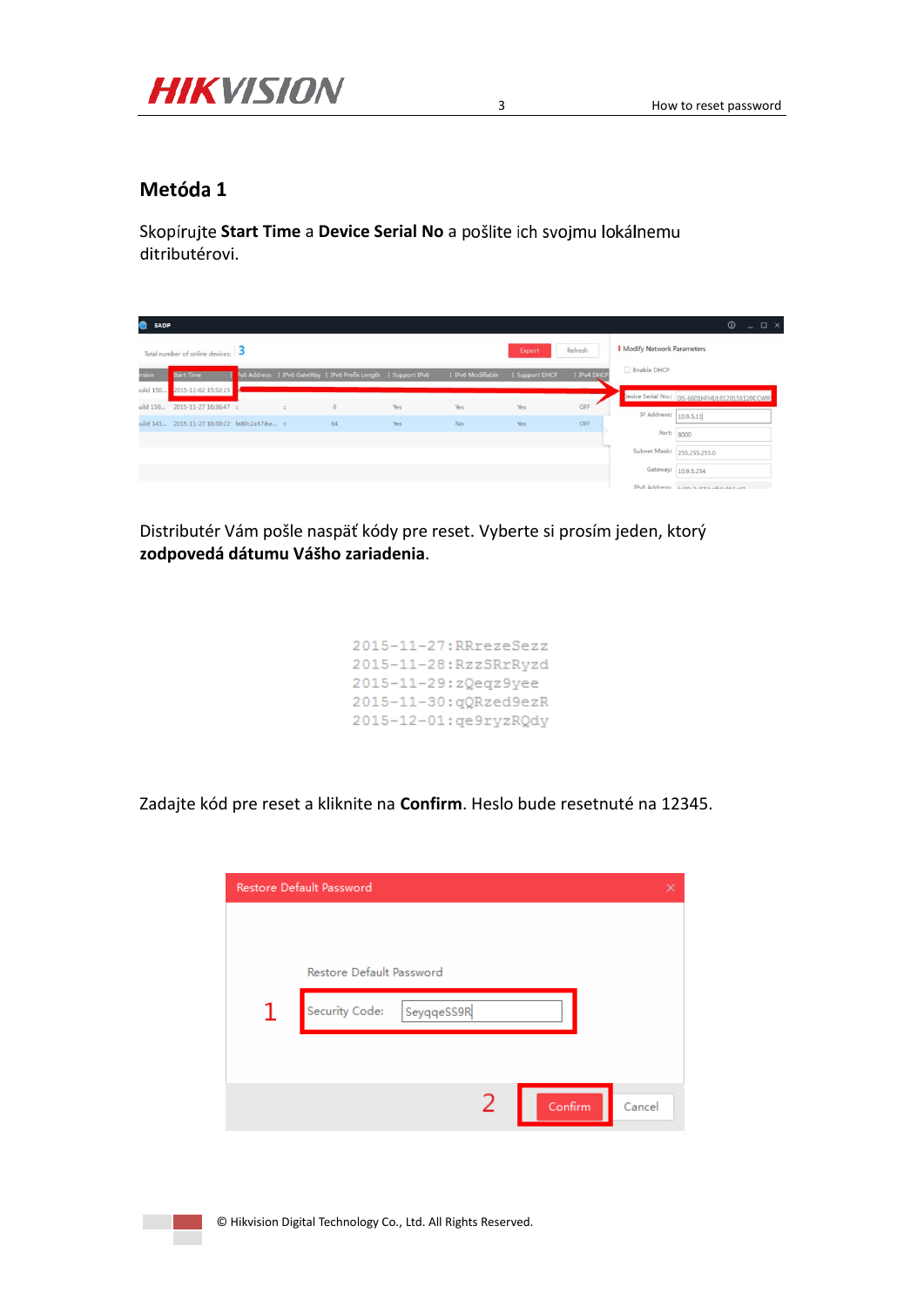## Metóda 1

Skopírujte **Start Time** a **Device Serial No** a pošlite ich svojmu lokálnemu ditributérovi.

Distributér Vám pošle naspäť kódy pre reset. Vyberte si prosím jeden, ktorý **zodpovedá dátumu Vášho zariadenia**.

```
2015-11-27:RRrezeSezz
2015-11-28:RzzSRrRyzd
2015-11-29:zQeqz9yee
2015-11-30:qQRzed9ezR
2015-12-01:qe9ryzRQdy
```

Zadajte kód pre reset a kliknite na **Confirm**. Heslo bude resetnuté na 12345.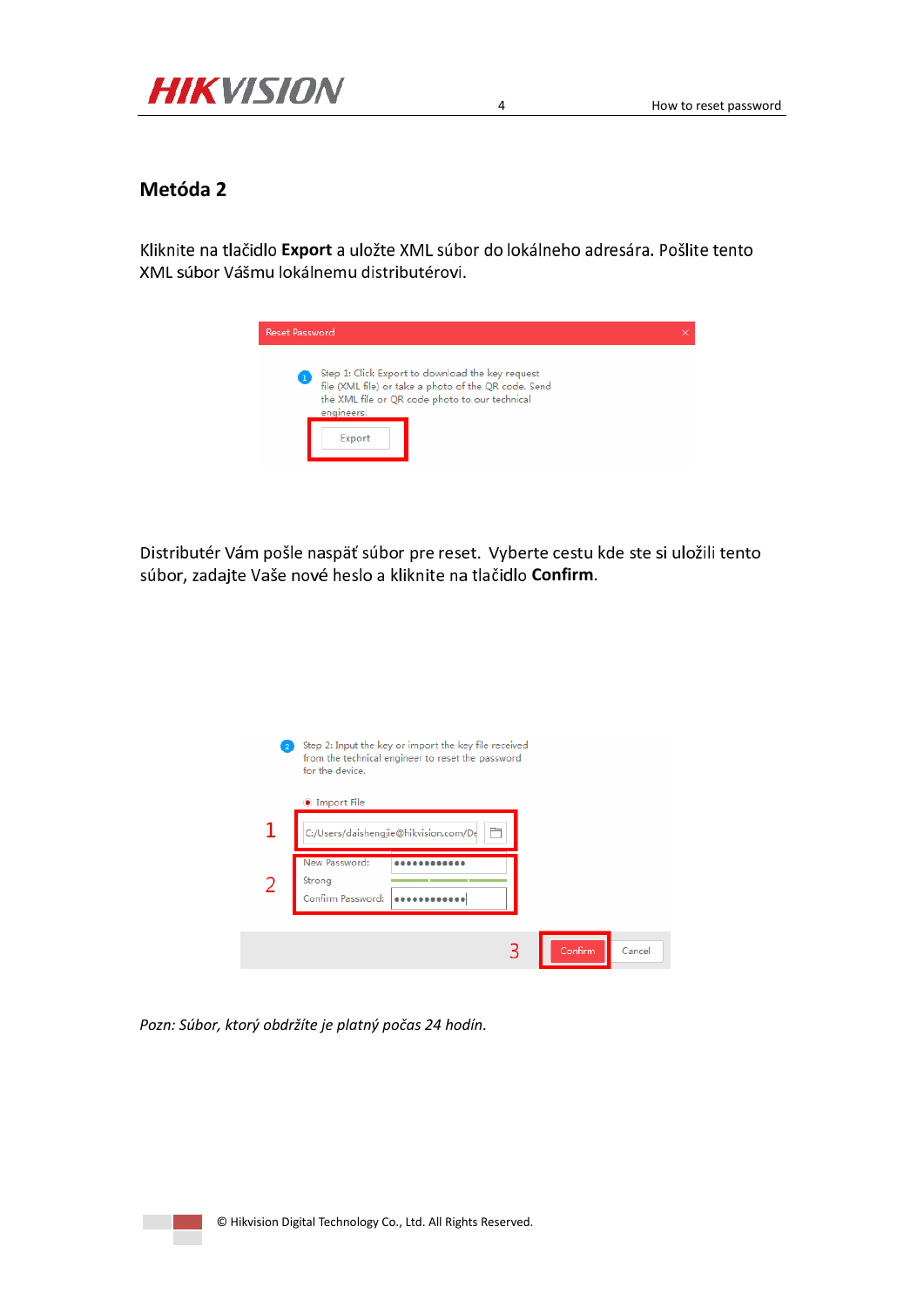## Metóda 2

Kliknite na tlačidlo **Export** a uložte XML súbor do lokálneho adresára. Pošlite tento XML súbor Vášmu lokálnemu distributérovi.

Distributér Vám pošle naspäť súbor pre reset. Vyberte cestu kde ste si uložili tento súbor, zadajte Vaše nové heslo a kliknite na tlačidlo **Confirm**.

*Pozn: Súbor, ktorý obdržíte je platný počas 24 hodín.*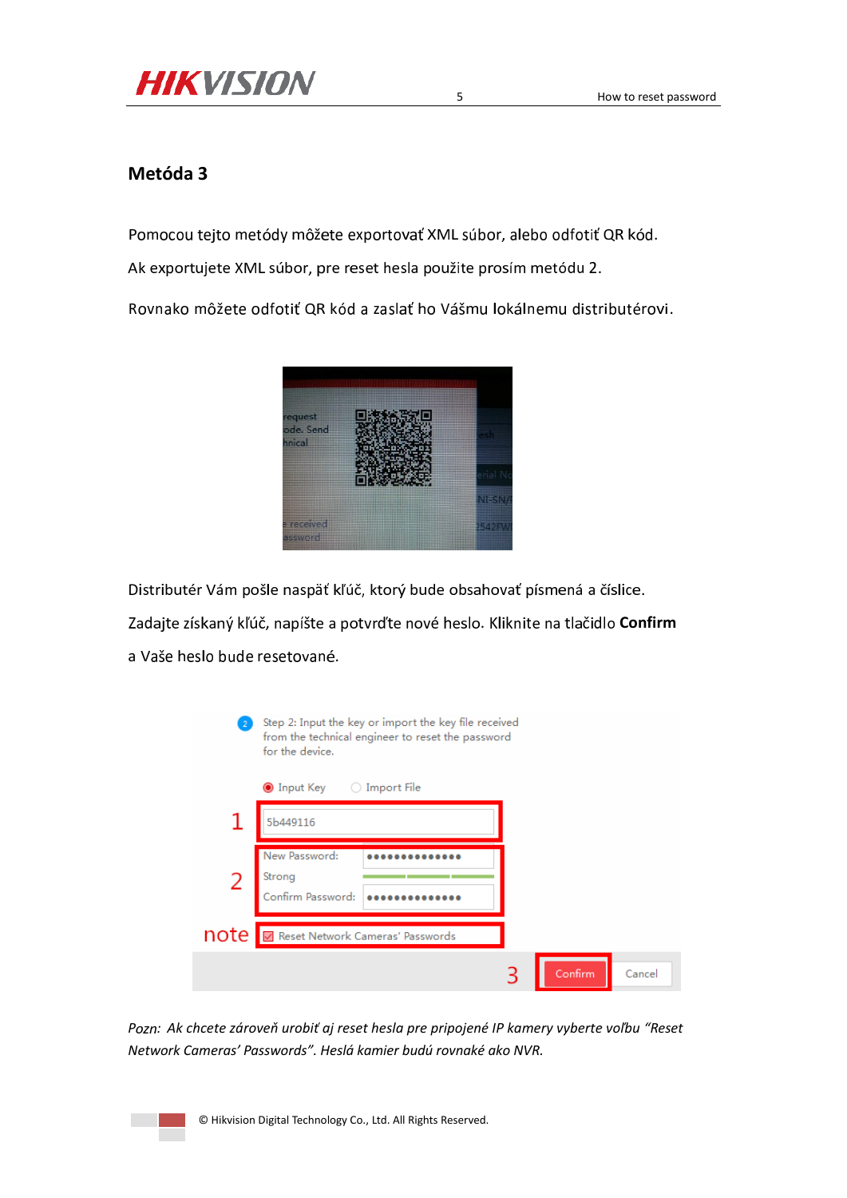## Metóda 3

Pomocou tejto metódy môžete exportovať XML súbor, alebo odfotiť QR kód.

Ak exportujete XML súbor, pre reset hesla použite prosím metódu 2.

Rovnako môžete odfotiť QR kód a zaslať ho Vášmu lokálnemu distributérovi.

Distributér Vám pošle naspäť kľúč, ktorý bude obsahovať písmená a číslice.

Zadajte získaný kľúč, napíšte a potvrďte nové heslo. Kliknite na tlačidlo **Confirm** a Vaše heslo bude resetované.

*Pozn: Ak chcete zároveň urobiť aj reset hesla pre pripojené IP kamery vyberte voľbu "Reset Network Cameras' Passwords". Heslá kamier budú rovnaké ako NVR.*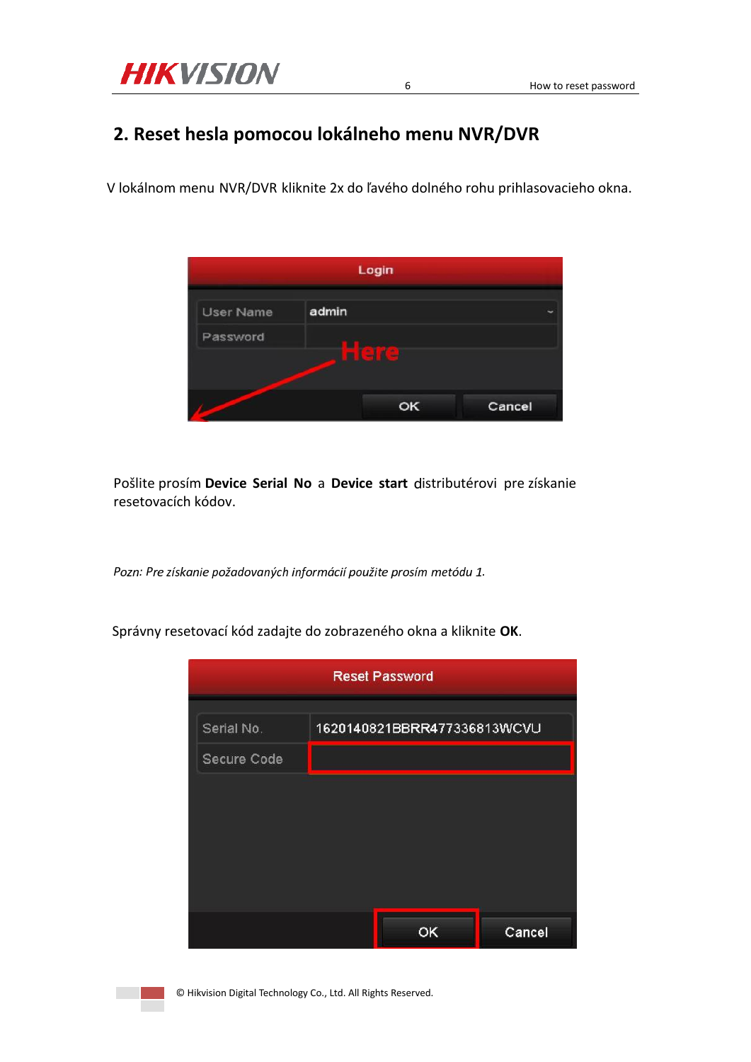## 2. Reset hesla pomocou lokálneho menu NVR/DVR

V lokálnom menu NVR/DVR kliknite 2x do ľavého dolného rohu prihlasovacieho okna.

Pošlite prosím **Device Serial No** a **Device start** distribútérovi pre získanie resetovacích kódov.

*Pozn: Pre získanie požadovaných informácií použite prosím metódu 1.*

Správny resetovací kód zadajte do zobrazeného okna a kliknite **OK**.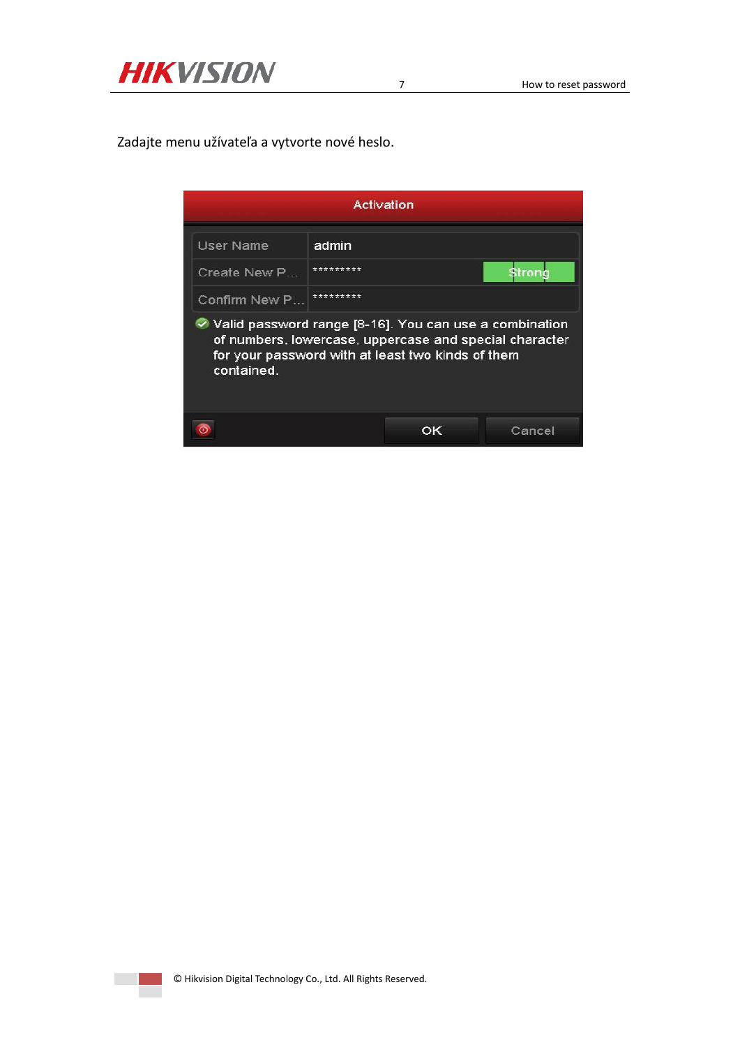Zadajte menu užívateľa a vytvorte nové heslo.

Activation

| User Name | admin |
| --- | --- |
| Create New P... | ********* Strong |
| Confirm New P... | ********* |

Valid password range [8-16]. You can use a combination of numbers, lowercase, uppercase and special character for your password with at least two kinds of them contained.

OK Cancel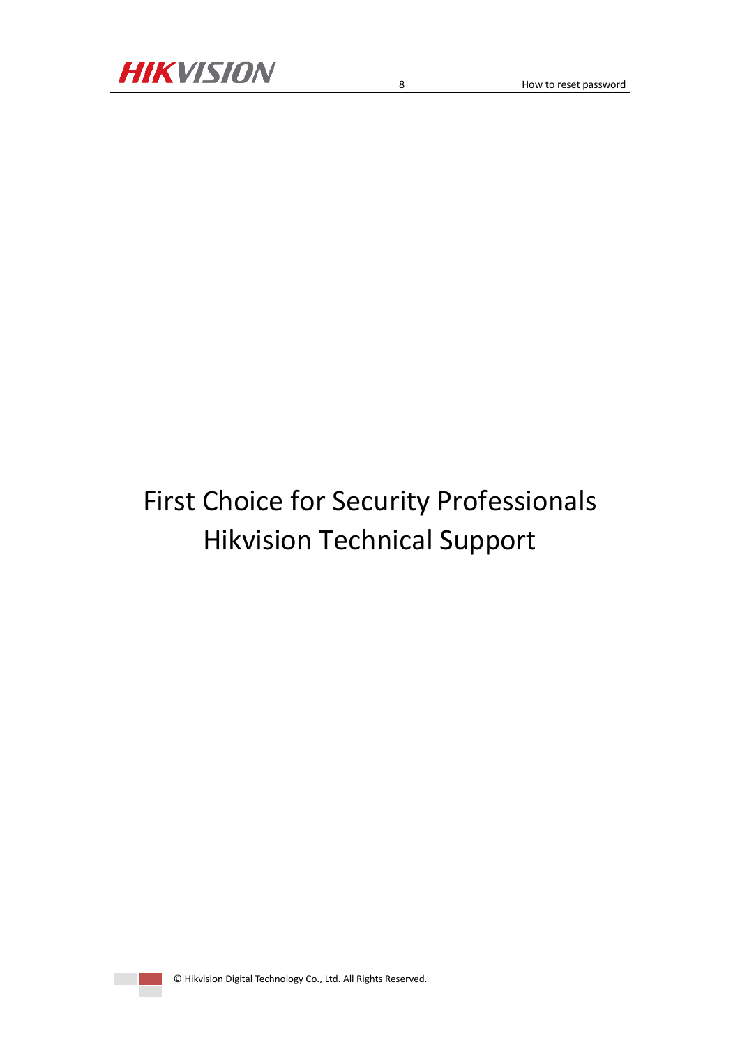First Choice for Security Professionals
Hikvision Technical Support

© Hikvision Digital Technology Co., Ltd. All Rights Reserved.